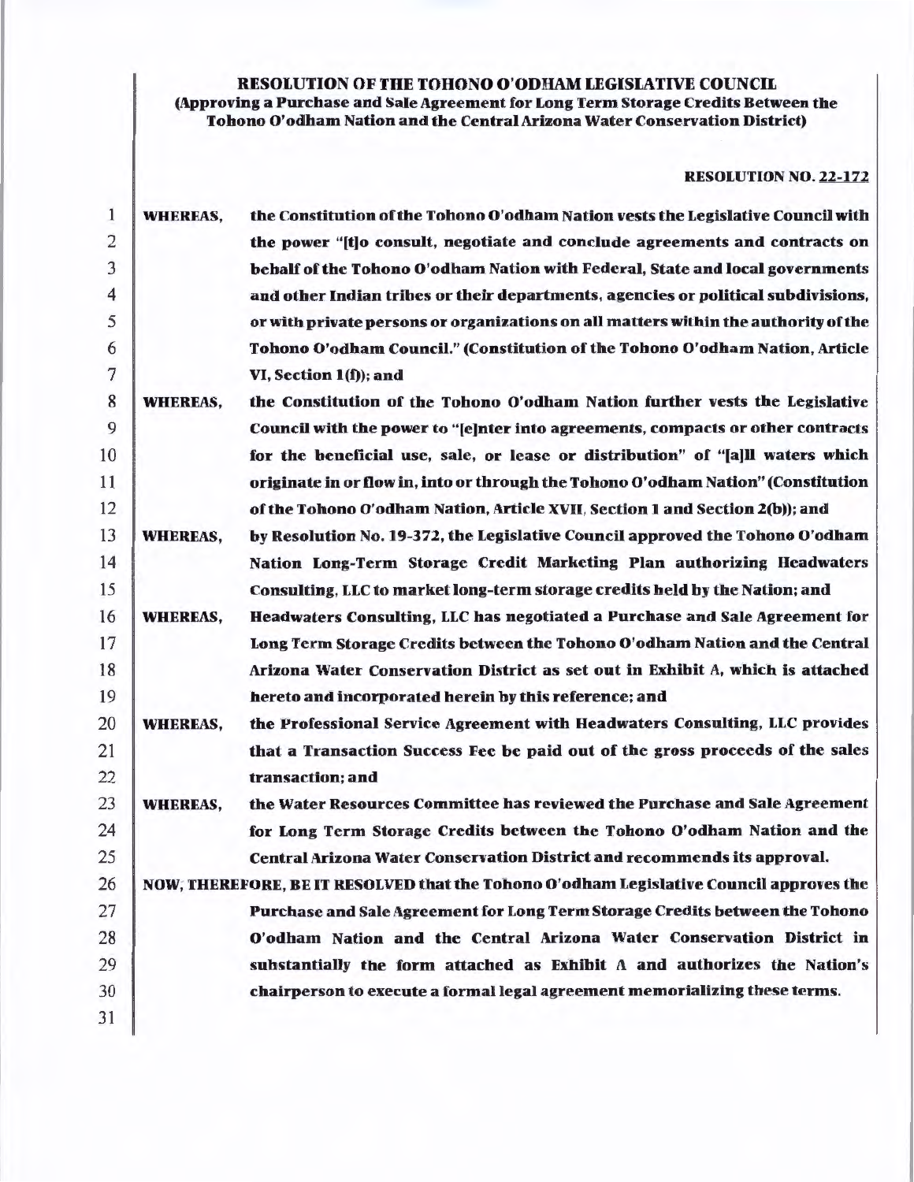**RESOLUTION OF THE TOHONO O'ODHAM LEGISLATIVE COUNCIL**
**(Approving a Purchase and Sale Agreement for Long Term Storage Credits Between the Tohono O'odham Nation and the Central Arizona Water Conservation District)**

**RESOLUTION NO. 22-172**

**WHEREAS,** the Constitution of the Tohono O'odham Nation vests the Legislative Council with the power "[t]o consult, negotiate and conclude agreements and contracts on behalf of the Tohono O'odham Nation with Federal, State and local governments and other Indian tribes or their departments, agencies or political subdivisions, or with private persons or organizations on all matters within the authority of the Tohono O'odham Council." (Constitution of the Tohono O'odham Nation, Article VI, Section 1(f)); and

**WHEREAS,** the Constitution of the Tohono O'odham Nation further vests the Legislative Council with the power to "[e]nter into agreements, compacts or other contracts for the beneficial use, sale, or lease or distribution" of "[a]ll waters which originate in or flow in, into or through the Tohono O'odham Nation" (Constitution of the Tohono O'odham Nation, Article XVII, Section 1 and Section 2(b)); and

**WHEREAS,** by Resolution No. 19-372, the Legislative Council approved the Tohono O'odham Nation Long-Term Storage Credit Marketing Plan authorizing Headwaters Consulting, LLC to market long-term storage credits held by the Nation; and

**WHEREAS,** Headwaters Consulting, LLC has negotiated a Purchase and Sale Agreement for Long Term Storage Credits between the Tohono O'odham Nation and the Central Arizona Water Conservation District as set out in Exhibit A, which is attached hereto and incorporated herein by this reference; and

**WHEREAS,** the Professional Service Agreement with Headwaters Consulting, LLC provides that a Transaction Success Fee be paid out of the gross proceeds of the sales transaction; and

**WHEREAS,** the Water Resources Committee has reviewed the Purchase and Sale Agreement for Long Term Storage Credits between the Tohono O'odham Nation and the Central Arizona Water Conservation District and recommends its approval.

**NOW, THEREFORE, BE IT RESOLVED** that the Tohono O'odham Legislative Council approves the Purchase and Sale Agreement for Long Term Storage Credits between the Tohono O'odham Nation and the Central Arizona Water Conservation District in substantially the form attached as Exhibit A and authorizes the Nation's chairperson to execute a formal legal agreement memorializing these terms.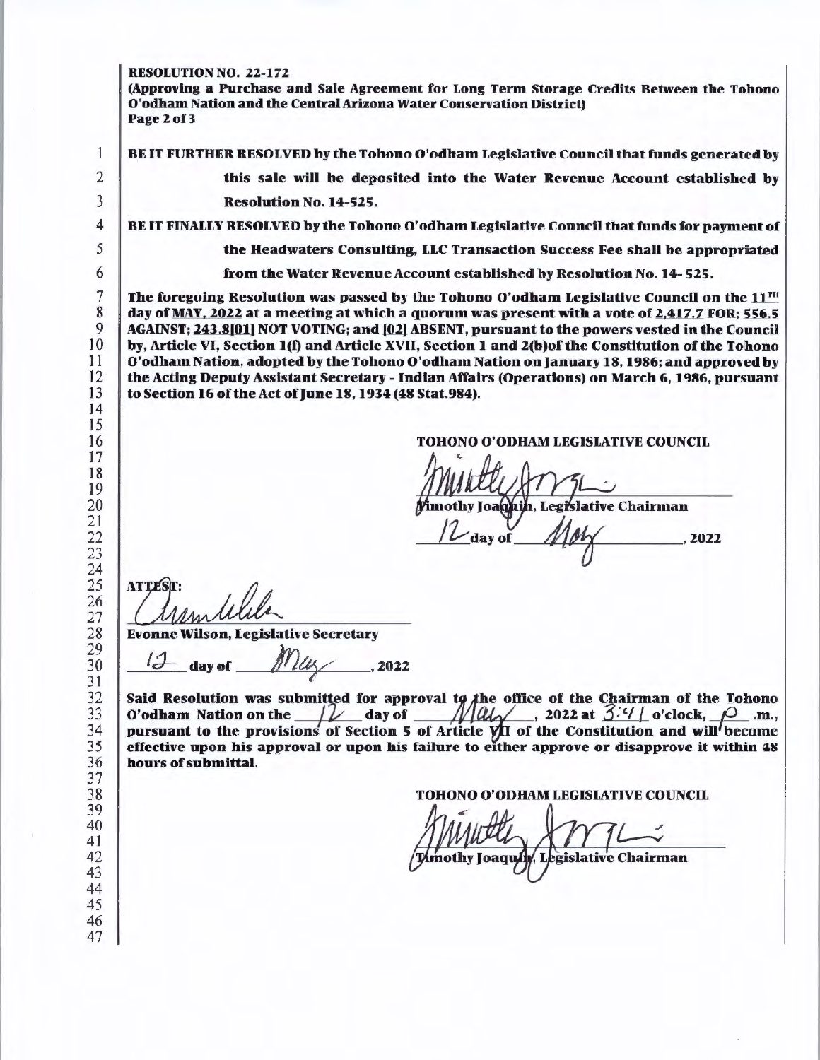**RESOLUTION NO. 22-172**
**(Approving a Purchase and Sale Agreement for Long Term Storage Credits Between the Tohono O'odham Nation and the Central Arizona Water Conservation District)**

**BE IT FURTHER RESOLVED by the Tohono O'odham Legislative Council that funds generated by this sale will be deposited into the Water Revenue Account established by Resolution No. 14-525.**

**BE IT FINALLY RESOLVED by the Tohono O'odham Legislative Council that funds for payment of the Headwaters Consulting, LLC Transaction Success Fee shall be appropriated from the Water Revenue Account established by Resolution No. 14- 525.**

**The foregoing Resolution was passed by the Tohono O'odham Legislative Council on the 11TH day of MAY, 2022 at a meeting at which a quorum was present with a vote of 2,417.7 FOR; 556.5 AGAINST; 243.8[01] NOT VOTING; and [02] ABSENT, pursuant to the powers vested in the Council by, Article VI, Section 1(f) and Article XVII, Section 1 and 2(b)of the Constitution of the Tohono O'odham Nation, adopted by the Tohono O'odham Nation on January 18, 1986; and approved by the Acting Deputy Assistant Secretary - Indian Affairs (Operations) on March 6, 1986, pursuant to Section 16 of the Act of June 18, 1934 (48 Stat.984).**

**TOHONO O'ODHAM LEGISLATIVE COUNCIL**

**Timothy Joaquin, Legislative Chairman**

12 **day of** May **, 2022**

**ATTEST:**

**Evonne Wilson, Legislative Secretary**

12 **day of** May **, 2022**

**Said Resolution was submitted for approval to the office of the Chairman of the Tohono O'odham Nation on the** 12 **day of** May **, 2022 at** 3:41 **o'clock,** P **.m., pursuant to the provisions of Section 5 of Article VII of the Constitution and will become effective upon his approval or upon his failure to either approve or disapprove it within 48 hours of submittal.**

**TOHONO O'ODHAM LEGISLATIVE COUNCIL**

**Timothy Joaquin, Legislative Chairman**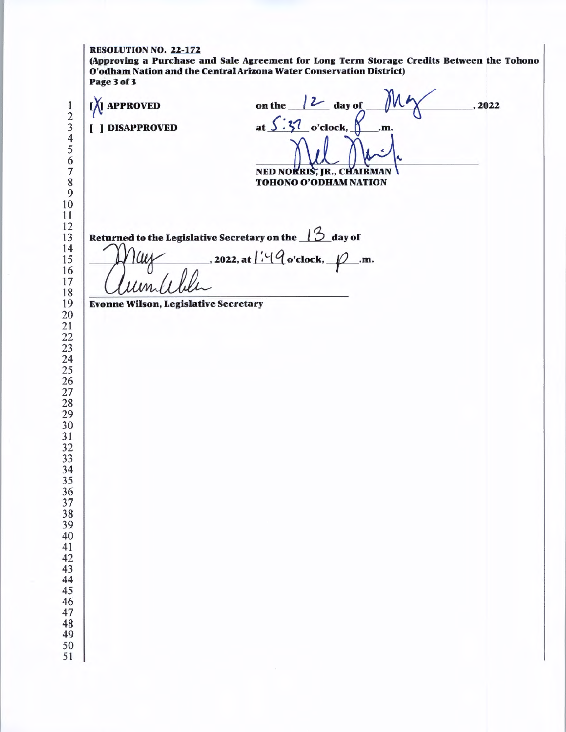**RESOLUTION NO. 22-172**
**(Approving a Purchase and Sale Agreement for Long Term Storage Credits Between the Tohono O'odham Nation and the Central Arizona Water Conservation District)**
**Page 3 of 3**

**[X] APPROVED** on the 12 day of May, 2022

**[ ] DISAPPROVED** at 5:37 o'clock, P.m.

**NED NORRIS, JR., CHAIRMAN**
**TOHONO O'ODHAM NATION**

**Returned to the Legislative Secretary on the** 13 **day of** May, **2022, at** 1:49 **o'clock,** P **.m.**

**Evonne Wilson, Legislative Secretary**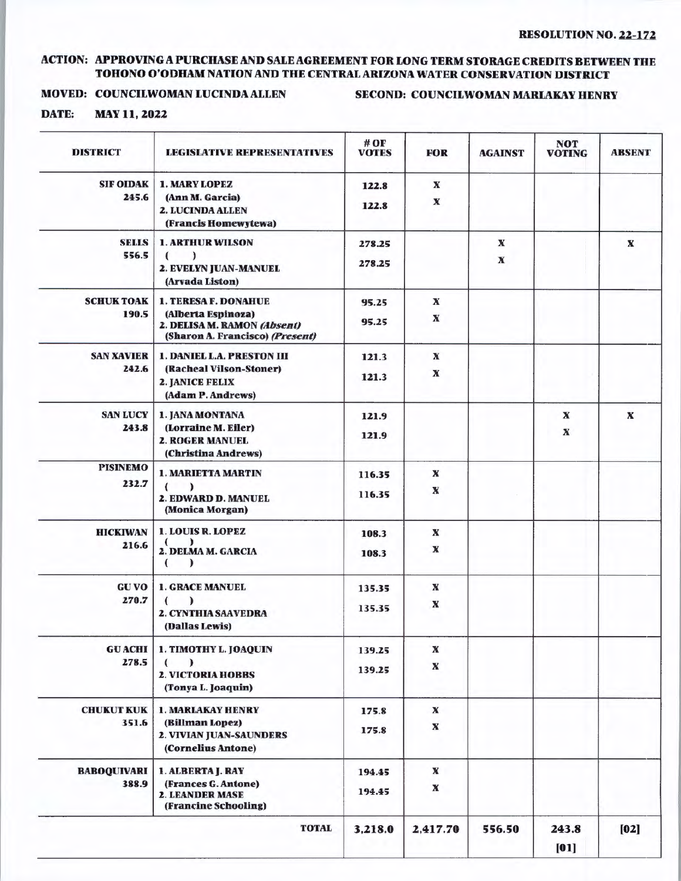**RESOLUTION NO. 22-172**

**ACTION: APPROVING A PURCHASE AND SALE AGREEMENT FOR LONG TERM STORAGE CREDITS BETWEEN THE TOHONO O'ODHAM NATION AND THE CENTRAL ARIZONA WATER CONSERVATION DISTRICT**

**MOVED: COUNCILWOMAN LUCINDA ALLEN** **SECOND: COUNCILWOMAN MARLAKAY HENRY**

**DATE: MAY 11, 2022**

| DISTRICT | LEGISLATIVE REPRESENTATIVES | # OF VOTES | FOR | AGAINST | NOT VOTING | ABSENT |
|---|---|---|---|---|---|---|
| SIF OIDAK 245.6 | 1. MARY LOPEZ (Ann M. Garcia) | 122.8 | X | | | |
| | 2. LUCINDA ALLEN (Francis Homewytewa) | 122.8 | X | | | |
| SELLS 556.5 | 1. ARTHUR WILSON ( ) | 278.25 | | X | | X |
| | 2. EVELYN JUAN-MANUEL (Arvada Liston) | 278.25 | | X | | |
| SCHUK TOAK 190.5 | 1. TERESA F. DONAHUE (Alberta Espinoza) | 95.25 | X | | | |
| | 2. DELISA M. RAMON *(Absent)* (Sharon A. Francisco) *(Present)* | 95.25 | X | | | |
| SAN XAVIER 242.6 | 1. DANIEL L.A. PRESTON III (Racheal Vilson-Stoner) | 121.3 | X | | | |
| | 2. JANICE FELIX (Adam P. Andrews) | 121.3 | X | | | |
| SAN LUCY 243.8 | 1. JANA MONTANA (Lorraine M. Eiler) | 121.9 | | | X | X |
| | 2. ROGER MANUEL (Christina Andrews) | 121.9 | | | X | |
| PISINEMO 232.7 | 1. MARIETTA MARTIN ( ) | 116.35 | X | | | |
| | 2. EDWARD D. MANUEL (Monica Morgan) | 116.35 | X | | | |
| HICKIWAN 216.6 | 1. LOUIS R. LOPEZ ( ) | 108.3 | X | | | |
| | 2. DELMA M. GARCIA ( ) | 108.3 | X | | | |
| GU VO 270.7 | 1. GRACE MANUEL ( ) | 135.35 | X | | | |
| | 2. CYNTHIA SAAVEDRA (Dallas Lewis) | 135.35 | X | | | |
| GU ACHI 278.5 | 1. TIMOTHY L. JOAQUIN ( ) | 139.25 | X | | | |
| | 2. VICTORIA HOBBS (Tonya L. Joaquin) | 139.25 | X | | | |
| CHUKUT KUK 351.6 | 1. MARLAKAY HENRY (Billman Lopez) | 175.8 | X | | | |
| | 2. VIVIAN JUAN-SAUNDERS (Cornelius Antone) | 175.8 | X | | | |
| BABOQUIVARI 388.9 | 1. ALBERTA J. RAY (Frances G. Antone) | 194.45 | X | | | |
| | 2. LEANDER MASE (Francine Schooling) | 194.45 | X | | | |
| | **TOTAL** | **3,218.0** | **2,417.70** | **556.50** | **243.8 [01]** | **[02]** |